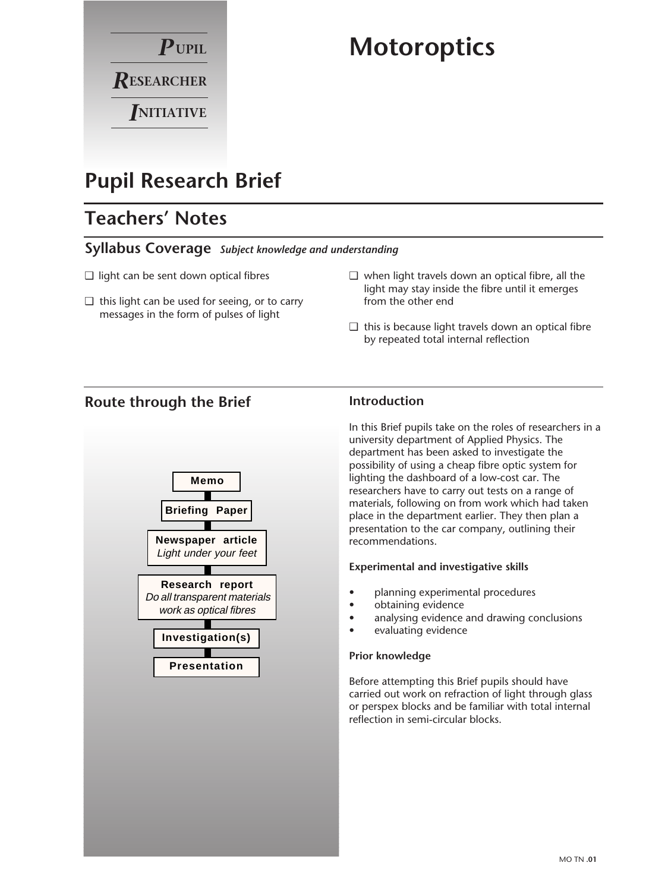**PUPIL RESEARCHER INITIATIVE**

# Motoroptics

## Pupil Research Brief

## Teachers' Notes

### Syllabus Coverage *Subject knowledge and understanding*

- ❑ light can be sent down optical fibres
- ❑ this light can be used for seeing, or to carry messages in the form of pulses of light
- ❑ when light travels down an optical fibre, all the light may stay inside the fibre until it emerges from the other end
- ❑ this is because light travels down an optical fibre by repeated total internal reflection

### Route through the Brief

**Memo**
↓
**Briefing Paper**
↓
**Newspaper article**
*Light under your feet*
↓
**Research report**
*Do all transparent materials work as optical fibres*
↓
**Investigation(s)**
↓
**Presentation**

### Introduction

In this Brief pupils take on the roles of researchers in a university department of Applied Physics. The department has been asked to investigate the possibility of using a cheap fibre optic system for lighting the dashboard of a low-cost car. The researchers have to carry out tests on a range of materials, following on from work which had taken place in the department earlier. They then plan a presentation to the car company, outlining their recommendations.

**Experimental and investigative skills**

- planning experimental procedures
- obtaining evidence
- analysing evidence and drawing conclusions
- evaluating evidence

**Prior knowledge**

Before attempting this Brief pupils should have carried out work on refraction of light through glass or perspex blocks and be familiar with total internal reflection in semi-circular blocks.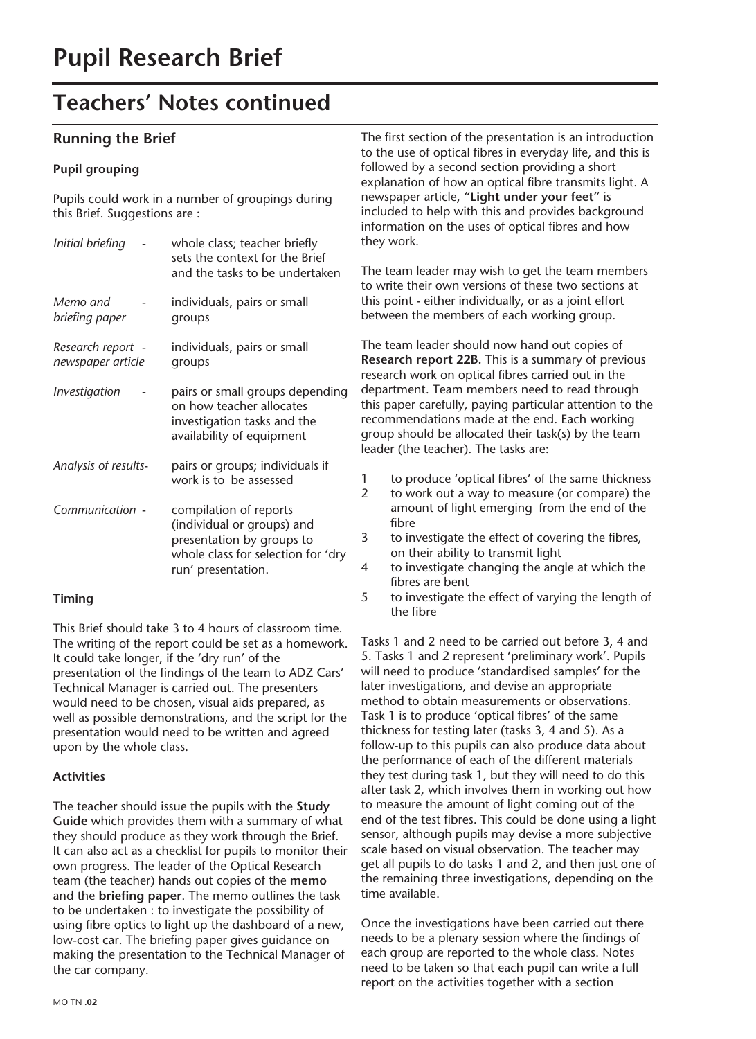# Pupil Research Brief

## Teachers' Notes continued

### Running the Brief

#### Pupil grouping

Pupils could work in a number of groupings during this Brief. Suggestions are :

| | |
|---|---|
| *Initial briefing* - | whole class; teacher briefly sets the context for the Brief and the tasks to be undertaken |
| *Memo and briefing paper* - | individuals, pairs or small groups |
| *Research report - newspaper article* | individuals, pairs or small groups |
| *Investigation* - | pairs or small groups depending on how teacher allocates investigation tasks and the availability of equipment |
| *Analysis of results*- | pairs or groups; individuals if work is to be assessed |
| *Communication* - | compilation of reports (individual or groups) and presentation by groups to whole class for selection for 'dry run' presentation. |

#### Timing

This Brief should take 3 to 4 hours of classroom time. The writing of the report could be set as a homework. It could take longer, if the 'dry run' of the presentation of the findings of the team to ADZ Cars' Technical Manager is carried out. The presenters would need to be chosen, visual aids prepared, as well as possible demonstrations, and the script for the presentation would need to be written and agreed upon by the whole class.

#### Activities

The teacher should issue the pupils with the **Study Guide** which provides them with a summary of what they should produce as they work through the Brief. It can also act as a checklist for pupils to monitor their own progress. The leader of the Optical Research team (the teacher) hands out copies of the **memo** and the **briefing paper**. The memo outlines the task to be undertaken : to investigate the possibility of using fibre optics to light up the dashboard of a new, low-cost car. The briefing paper gives guidance on making the presentation to the Technical Manager of the car company.

The first section of the presentation is an introduction to the use of optical fibres in everyday life, and this is followed by a second section providing a short explanation of how an optical fibre transmits light. A newspaper article, "**Light under your feet**" is included to help with this and provides background information on the uses of optical fibres and how they work.

The team leader may wish to get the team members to write their own versions of these two sections at this point - either individually, or as a joint effort between the members of each working group.

The team leader should now hand out copies of **Research report 22B.** This is a summary of previous research work on optical fibres carried out in the department. Team members need to read through this paper carefully, paying particular attention to the recommendations made at the end. Each working group should be allocated their task(s) by the team leader (the teacher). The tasks are:

1. to produce 'optical fibres' of the same thickness
2. to work out a way to measure (or compare) the amount of light emerging from the end of the fibre
3. to investigate the effect of covering the fibres, on their ability to transmit light
4. to investigate changing the angle at which the fibres are bent
5. to investigate the effect of varying the length of the fibre

Tasks 1 and 2 need to be carried out before 3, 4 and 5. Tasks 1 and 2 represent 'preliminary work'. Pupils will need to produce 'standardised samples' for the later investigations, and devise an appropriate method to obtain measurements or observations. Task 1 is to produce 'optical fibres' of the same thickness for testing later (tasks 3, 4 and 5). As a follow-up to this pupils can also produce data about the performance of each of the different materials they test during task 1, but they will need to do this after task 2, which involves them in working out how to measure the amount of light coming out of the end of the test fibres. This could be done using a light sensor, although pupils may devise a more subjective scale based on visual observation. The teacher may get all pupils to do tasks 1 and 2, and then just one of the remaining three investigations, depending on the time available.

Once the investigations have been carried out there needs to be a plenary session where the findings of each group are reported to the whole class. Notes need to be taken so that each pupil can write a full report on the activities together with a section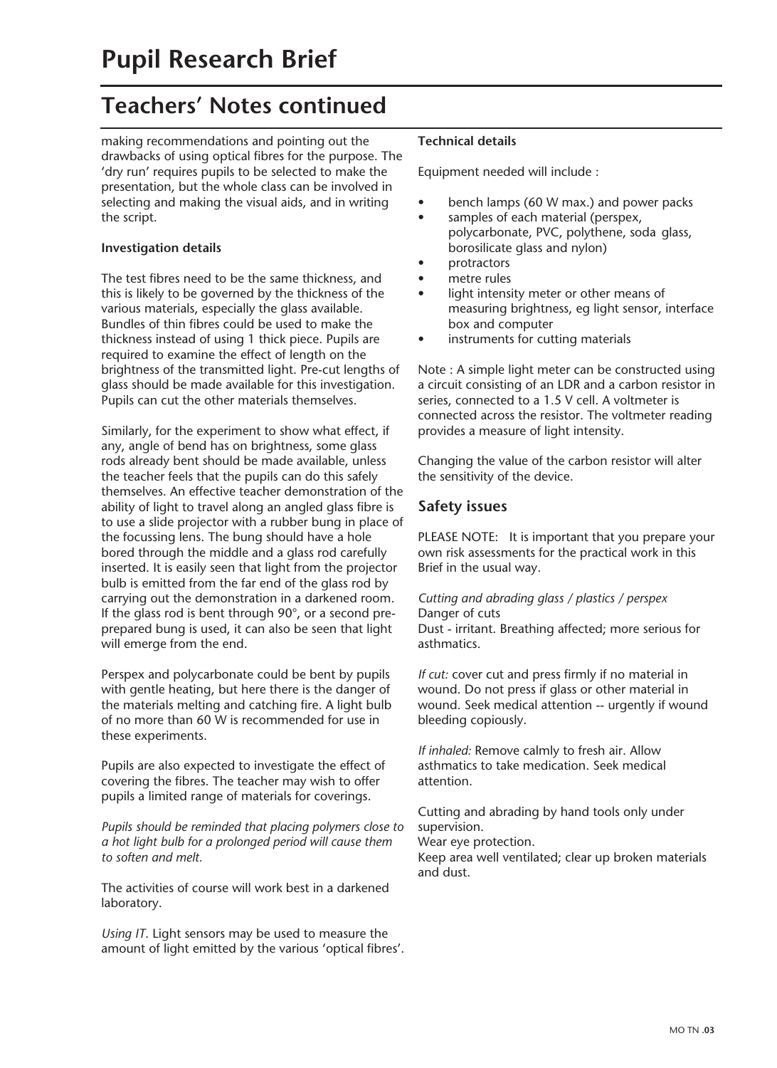# Pupil Research Brief

## Teachers' Notes continued

making recommendations and pointing out the drawbacks of using optical fibres for the purpose. The 'dry run' requires pupils to be selected to make the presentation, but the whole class can be involved in selecting and making the visual aids, and in writing the script.

**Investigation details**

The test fibres need to be the same thickness, and this is likely to be governed by the thickness of the various materials, especially the glass available. Bundles of thin fibres could be used to make the thickness instead of using 1 thick piece. Pupils are required to examine the effect of length on the brightness of the transmitted light. Pre-cut lengths of glass should be made available for this investigation. Pupils can cut the other materials themselves.

Similarly, for the experiment to show what effect, if any, angle of bend has on brightness, some glass rods already bent should be made available, unless the teacher feels that the pupils can do this safely themselves. An effective teacher demonstration of the ability of light to travel along an angled glass fibre is to use a slide projector with a rubber bung in place of the focussing lens. The bung should have a hole bored through the middle and a glass rod carefully inserted. It is easily seen that light from the projector bulb is emitted from the far end of the glass rod by carrying out the demonstration in a darkened room. If the glass rod is bent through 90°, or a second pre-prepared bung is used, it can also be seen that light will emerge from the end.

Perspex and polycarbonate could be bent by pupils with gentle heating, but here there is the danger of the materials melting and catching fire. A light bulb of no more than 60 W is recommended for use in these experiments.

Pupils are also expected to investigate the effect of covering the fibres. The teacher may wish to offer pupils a limited range of materials for coverings.

*Pupils should be reminded that placing polymers close to a hot light bulb for a prolonged period will cause them to soften and melt.*

The activities of course will work best in a darkened laboratory.

*Using IT*. Light sensors may be used to measure the amount of light emitted by the various 'optical fibres'.

**Technical details**

Equipment needed will include :

- bench lamps (60 W max.) and power packs
- samples of each material (perspex, polycarbonate, PVC, polythene, soda glass, borosilicate glass and nylon)
- protractors
- metre rules
- light intensity meter or other means of measuring brightness, eg light sensor, interface box and computer
- instruments for cutting materials

Note : A simple light meter can be constructed using a circuit consisting of an LDR and a carbon resistor in series, connected to a 1.5 V cell. A voltmeter is connected across the resistor. The voltmeter reading provides a measure of light intensity.

Changing the value of the carbon resistor will alter the sensitivity of the device.

### Safety issues

PLEASE NOTE: It is important that you prepare your own risk assessments for the practical work in this Brief in the usual way.

*Cutting and abrading glass / plastics / perspex*
Danger of cuts
Dust - irritant. Breathing affected; more serious for asthmatics.

*If cut:* cover cut and press firmly if no material in wound. Do not press if glass or other material in wound. Seek medical attention -- urgently if wound bleeding copiously.

*If inhaled:* Remove calmly to fresh air. Allow asthmatics to take medication. Seek medical attention.

Cutting and abrading by hand tools only under supervision.
Wear eye protection.
Keep area well ventilated; clear up broken materials and dust.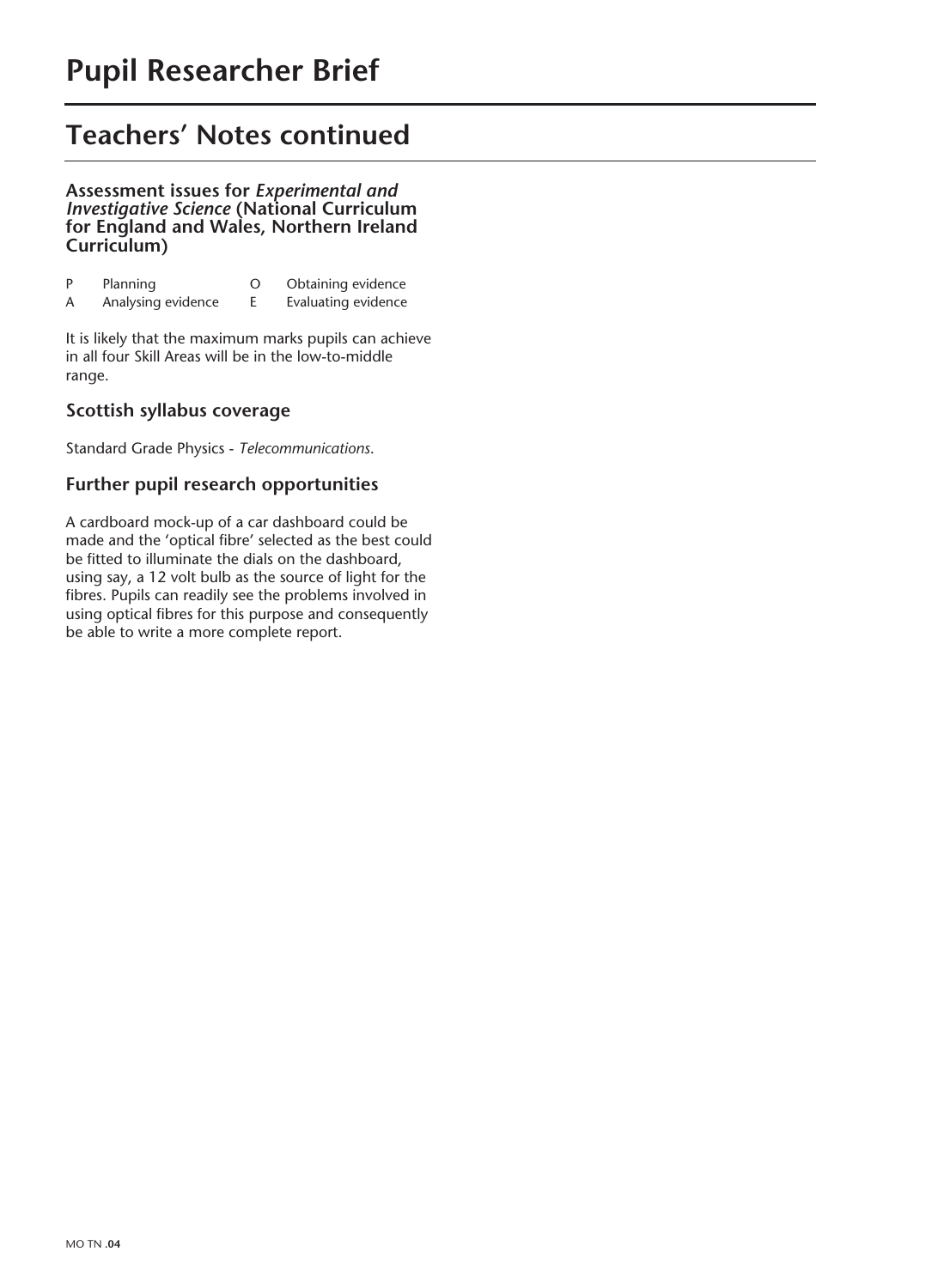# Pupil Researcher Brief

## Teachers' Notes continued

### Assessment issues for *Experimental and Investigative Science* (National Curriculum for England and Wales, Northern Ireland Curriculum)

| | | | |
|---|---|---|---|
| P | Planning | O | Obtaining evidence |
| A | Analysing evidence | E | Evaluating evidence |

It is likely that the maximum marks pupils can achieve in all four Skill Areas will be in the low-to-middle range.

### Scottish syllabus coverage

Standard Grade Physics - *Telecommunications*.

### Further pupil research opportunities

A cardboard mock-up of a car dashboard could be made and the 'optical fibre' selected as the best could be fitted to illuminate the dials on the dashboard, using say, a 12 volt bulb as the source of light for the fibres. Pupils can readily see the problems involved in using optical fibres for this purpose and consequently be able to write a more complete report.